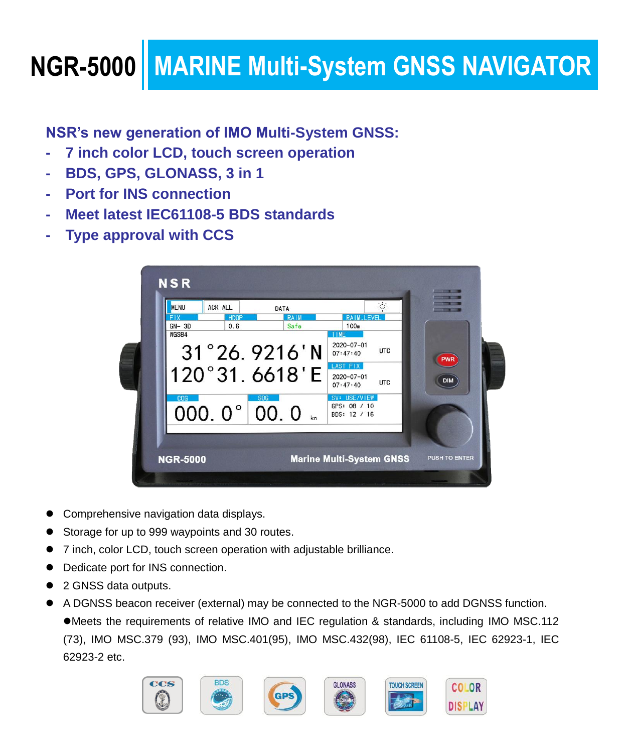# NGR-5000 | MARINE Multi-System GNSS NAVIGATOR

**NSR's new generation of IMO Multi-System GNSS:**

- **7 inch color LCD, touch screen operation**
- **BDS, GPS, GLONASS, 3 in 1**
- **Port for INS connection**
- **Meet latest IEC61108-5 BDS standards**
- **Type approval with CCS**

- Comprehensive navigation data displays.
- Storage for up to 999 waypoints and 30 routes.
- 7 inch, color LCD, touch screen operation with adjustable brilliance.
- Dedicate port for INS connection.
- 2 GNSS data outputs.
- A DGNSS beacon receiver (external) may be connected to the NGR-5000 to add DGNSS function.
  ●Meets the requirements of relative IMO and IEC regulation & standards, including IMO MSC.112 (73), IMO MSC.379 (93), IMO MSC.401(95), IMO MSC.432(98), IEC 61108-5, IEC 62923-1, IEC 62923-2 etc.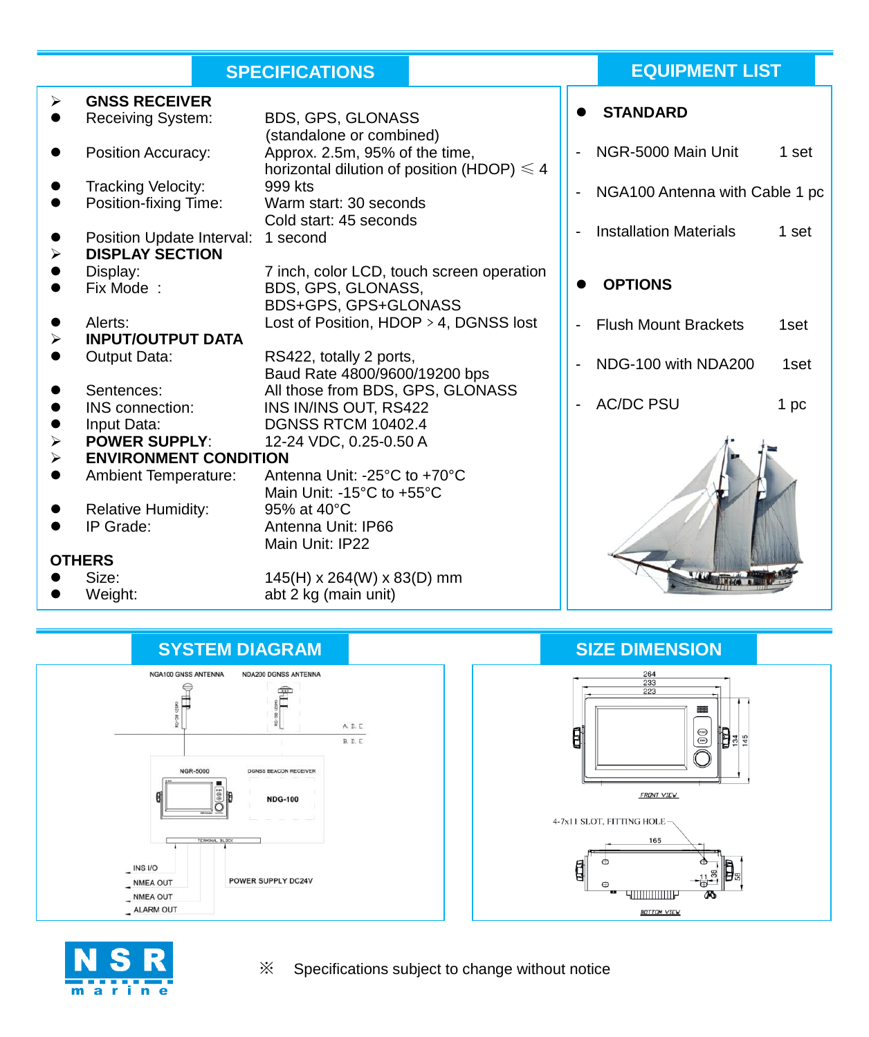## SPECIFICATIONS

**GNSS RECEIVER**

| | |
|---|---|
| Receiving System: | BDS, GPS, GLONASS (standalone or combined) |
| Position Accuracy: | Approx. 2.5m, 95% of the time, horizontal dilution of position (HDOP) ≤ 4 |
| Tracking Velocity: | 999 kts |
| Position-fixing Time: | Warm start: 30 seconds<br>Cold start: 45 seconds |
| Position Update Interval: | 1 second |

**DISPLAY SECTION**

| | |
|---|---|
| Display: | 7 inch, color LCD, touch screen operation |
| Fix Mode : | BDS, GPS, GLONASS, BDS+GPS, GPS+GLONASS |
| Alerts: | Lost of Position, HDOP > 4, DGNSS lost |

**INPUT/OUTPUT DATA**

| | |
|---|---|
| Output Data: | RS422, totally 2 ports, Baud Rate 4800/9600/19200 bps |
| Sentences: | All those from BDS, GPS, GLONASS |
| INS connection: | INS IN/INS OUT, RS422 |
| Input Data: | DGNSS RTCM 10402.4 |

**POWER SUPPLY**: 12-24 VDC, 0.25-0.50 A

**ENVIRONMENT CONDITION**

| | |
|---|---|
| Ambient Temperature: | Antenna Unit: -25°C to +70°C<br>Main Unit: -15°C to +55°C |
| Relative Humidity: | 95% at 40°C |
| IP Grade: | Antenna Unit: IP66<br>Main Unit: IP22 |

**OTHERS**

| | |
|---|---|
| Size: | 145(H) x 264(W) x 83(D) mm |
| Weight: | abt 2 kg (main unit) |

## EQUIPMENT LIST

**STANDARD**

- NGR-5000 Main Unit 1 set
- NGA100 Antenna with Cable 1 pc
- Installation Materials 1 set

**OPTIONS**

- Flush Mount Brackets 1set
- NDG-100 with NDA200 1set
- AC/DC PSU 1 pc

## SYSTEM DIAGRAM

NGA100 GNSS ANTENNA
NDA200 DGNSS ANTENNA
A, B, E
B, D, E
NGR-5000
DGNSS BEACON RECEIVER
NDG-100
TERMINAL BLOCK
INS I/O
NMEA OUT
NMEA OUT
ALARM OUT
POWER SUPPLY DC24V

## SIZE DIMENSION

264
233
223
134
145
FRONT VIEW
4-7x11 SLOT, FITTING HOLE
165
11
38
58
BOTTOM VIEW

NSR marine

※ Specifications subject to change without notice